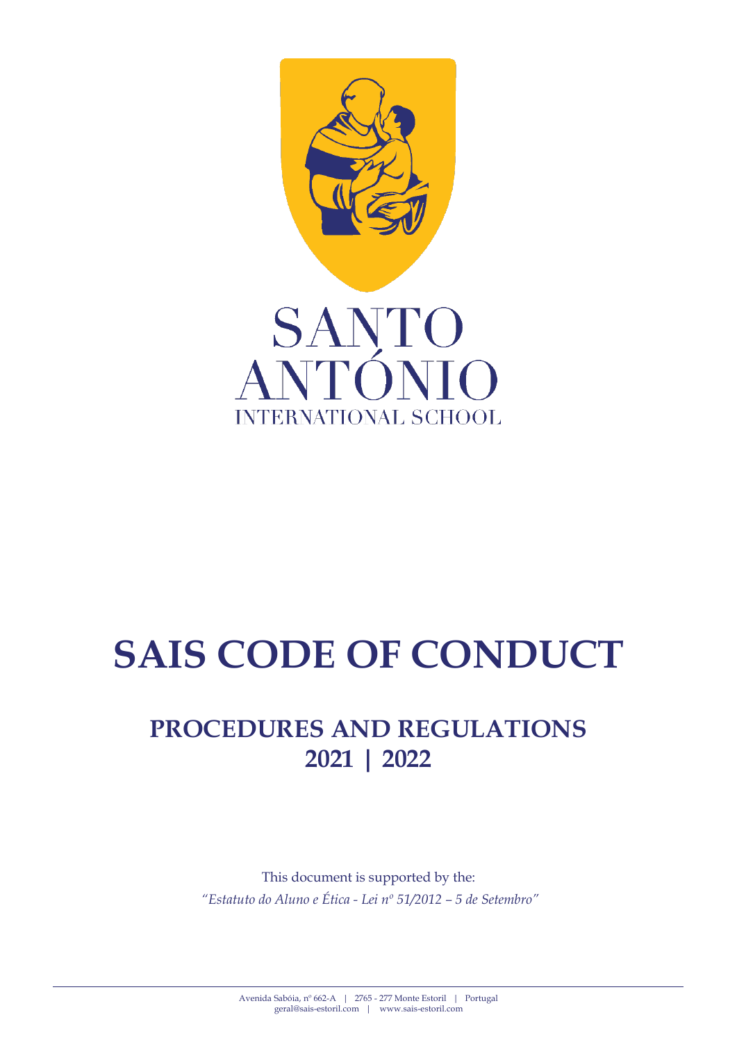SANTO ANTÓNIO

INTERNATIONAL SCHOOL

# SAIS CODE OF CONDUCT

## PROCEDURES AND REGULATIONS
## 2021 | 2022

This document is supported by the:

*"Estatuto do Aluno e Ética - Lei nº 51/2012 – 5 de Setembro"*

Avenida Sabóia, nº 662-A | 2765 - 277 Monte Estoril | Portugal
geral@sais-estoril.com | www.sais-estoril.com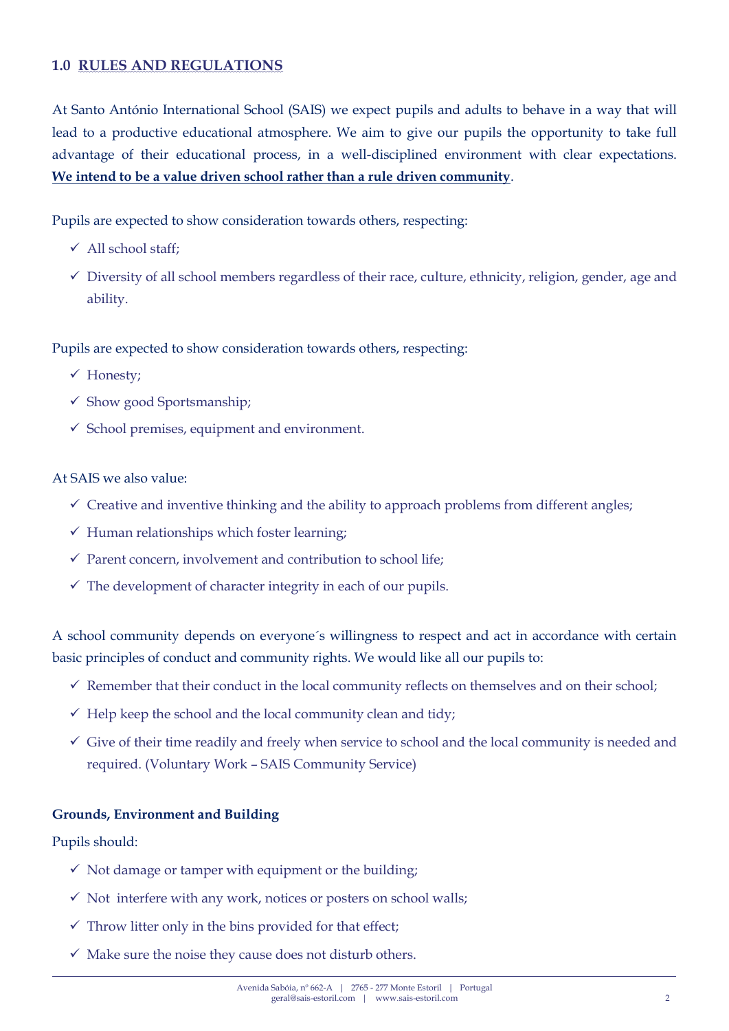## 1.0 RULES AND REGULATIONS

At Santo António International School (SAIS) we expect pupils and adults to behave in a way that will lead to a productive educational atmosphere. We aim to give our pupils the opportunity to take full advantage of their educational process, in a well-disciplined environment with clear expectations. **We intend to be a value driven school rather than a rule driven community**.

Pupils are expected to show consideration towards others, respecting:

- ✓ All school staff;
- ✓ Diversity of all school members regardless of their race, culture, ethnicity, religion, gender, age and ability.

Pupils are expected to show consideration towards others, respecting:

- ✓ Honesty;
- ✓ Show good Sportsmanship;
- ✓ School premises, equipment and environment.

At SAIS we also value:

- ✓ Creative and inventive thinking and the ability to approach problems from different angles;
- ✓ Human relationships which foster learning;
- ✓ Parent concern, involvement and contribution to school life;
- ✓ The development of character integrity in each of our pupils.

A school community depends on everyone´s willingness to respect and act in accordance with certain basic principles of conduct and community rights. We would like all our pupils to:

- ✓ Remember that their conduct in the local community reflects on themselves and on their school;
- ✓ Help keep the school and the local community clean and tidy;
- ✓ Give of their time readily and freely when service to school and the local community is needed and required. (Voluntary Work – SAIS Community Service)

**Grounds, Environment and Building**

Pupils should:

- ✓ Not damage or tamper with equipment or the building;
- ✓ Not interfere with any work, notices or posters on school walls;
- ✓ Throw litter only in the bins provided for that effect;
- ✓ Make sure the noise they cause does not disturb others.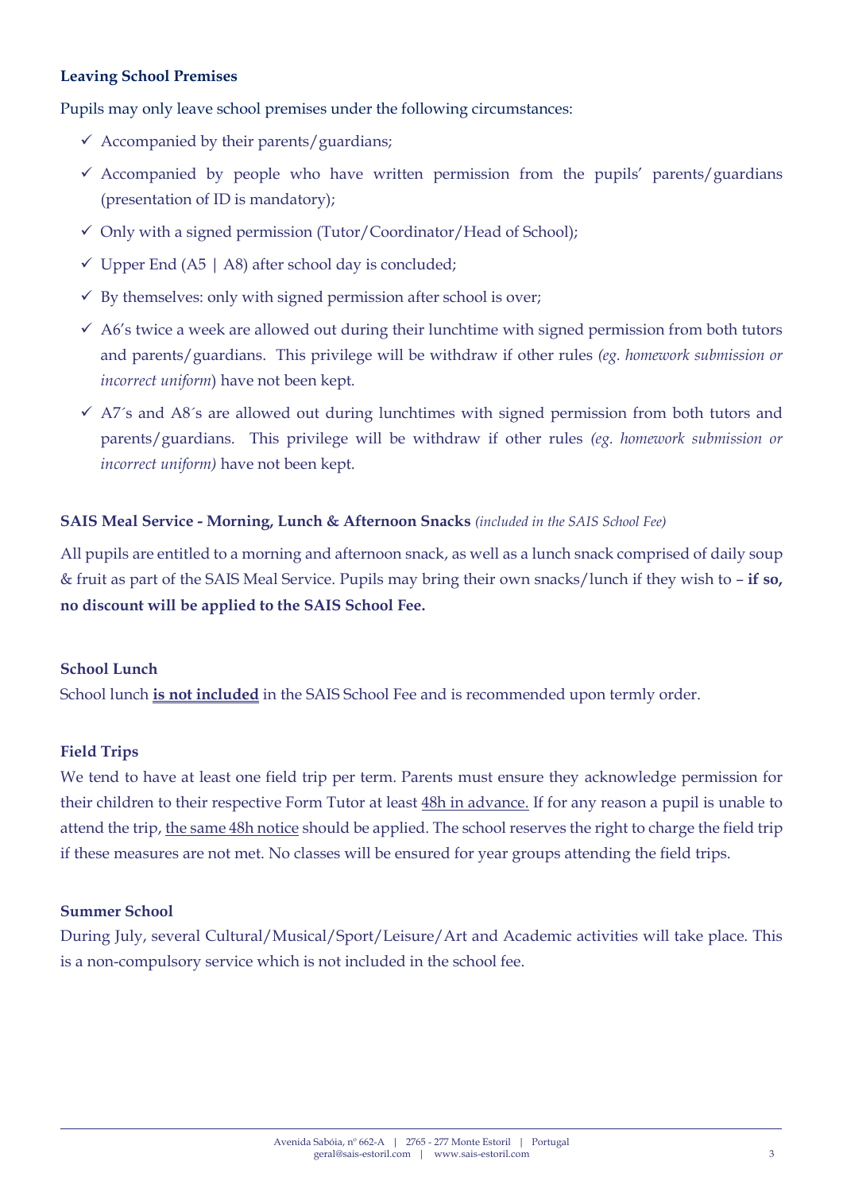**Leaving School Premises**

Pupils may only leave school premises under the following circumstances:

- ✓ Accompanied by their parents/guardians;
- ✓ Accompanied by people who have written permission from the pupils' parents/guardians (presentation of ID is mandatory);
- ✓ Only with a signed permission (Tutor/Coordinator/Head of School);
- ✓ Upper End (A5 | A8) after school day is concluded;
- ✓ By themselves: only with signed permission after school is over;
- ✓ A6's twice a week are allowed out during their lunchtime with signed permission from both tutors and parents/guardians. This privilege will be withdraw if other rules *(eg. homework submission or incorrect uniform*) have not been kept.
- ✓ A7´s and A8´s are allowed out during lunchtimes with signed permission from both tutors and parents/guardians. This privilege will be withdraw if other rules *(eg. homework submission or incorrect uniform)* have not been kept.

**SAIS Meal Service - Morning, Lunch & Afternoon Snacks** *(included in the SAIS School Fee)*

All pupils are entitled to a morning and afternoon snack, as well as a lunch snack comprised of daily soup & fruit as part of the SAIS Meal Service. Pupils may bring their own snacks/lunch if they wish to – **if so, no discount will be applied to the SAIS School Fee.**

**School Lunch**

School lunch **is not included** in the SAIS School Fee and is recommended upon termly order.

**Field Trips**

We tend to have at least one field trip per term. Parents must ensure they acknowledge permission for their children to their respective Form Tutor at least 48h in advance. If for any reason a pupil is unable to attend the trip, the same 48h notice should be applied. The school reserves the right to charge the field trip if these measures are not met. No classes will be ensured for year groups attending the field trips.

**Summer School**

During July, several Cultural/Musical/Sport/Leisure/Art and Academic activities will take place. This is a non-compulsory service which is not included in the school fee.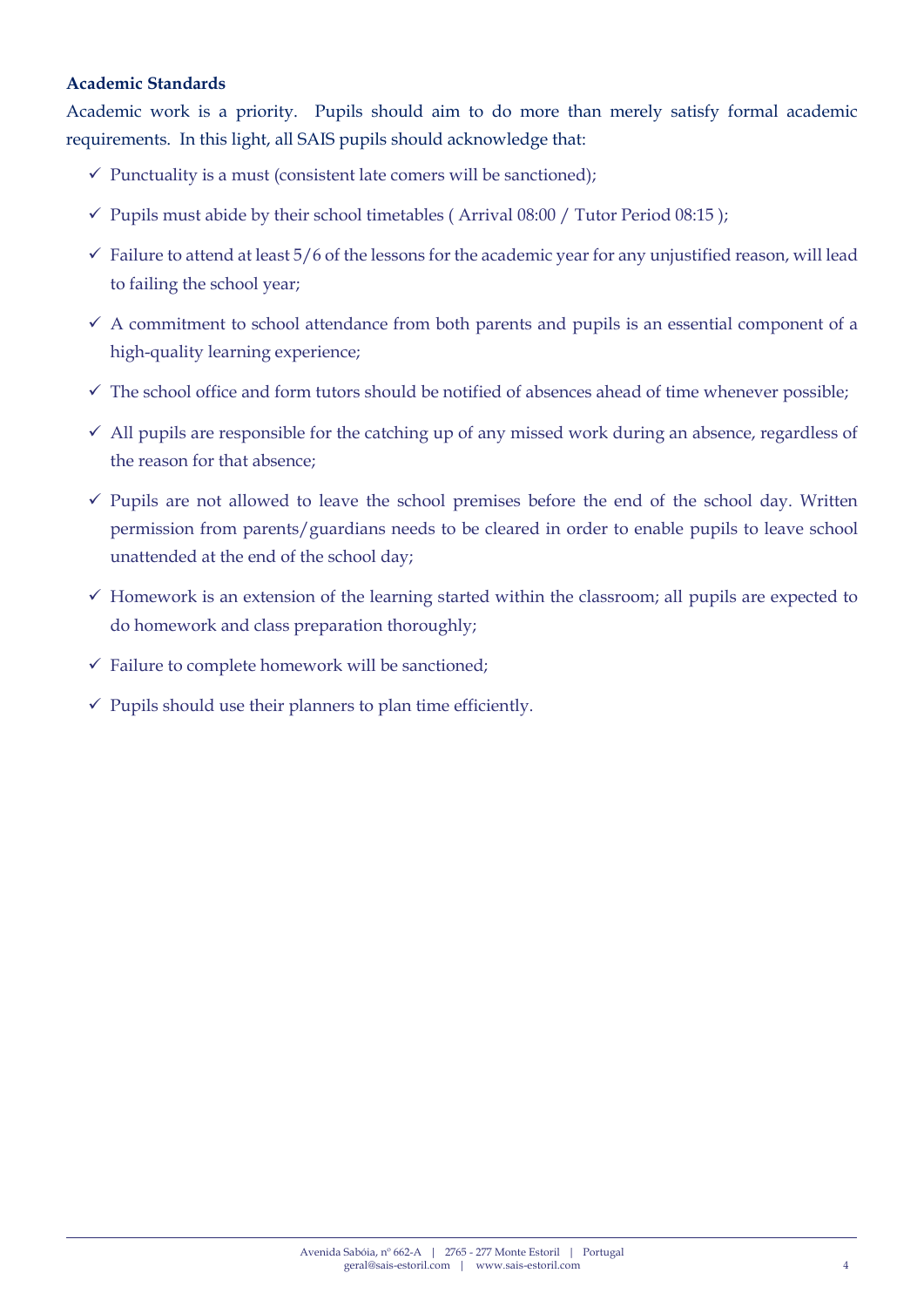**Academic Standards**

Academic work is a priority. Pupils should aim to do more than merely satisfy formal academic requirements. In this light, all SAIS pupils should acknowledge that:

- ✓ Punctuality is a must (consistent late comers will be sanctioned);
- ✓ Pupils must abide by their school timetables ( Arrival 08:00 / Tutor Period 08:15 );
- ✓ Failure to attend at least 5/6 of the lessons for the academic year for any unjustified reason, will lead to failing the school year;
- ✓ A commitment to school attendance from both parents and pupils is an essential component of a high-quality learning experience;
- ✓ The school office and form tutors should be notified of absences ahead of time whenever possible;
- ✓ All pupils are responsible for the catching up of any missed work during an absence, regardless of the reason for that absence;
- ✓ Pupils are not allowed to leave the school premises before the end of the school day. Written permission from parents/guardians needs to be cleared in order to enable pupils to leave school unattended at the end of the school day;
- ✓ Homework is an extension of the learning started within the classroom; all pupils are expected to do homework and class preparation thoroughly;
- ✓ Failure to complete homework will be sanctioned;
- ✓ Pupils should use their planners to plan time efficiently.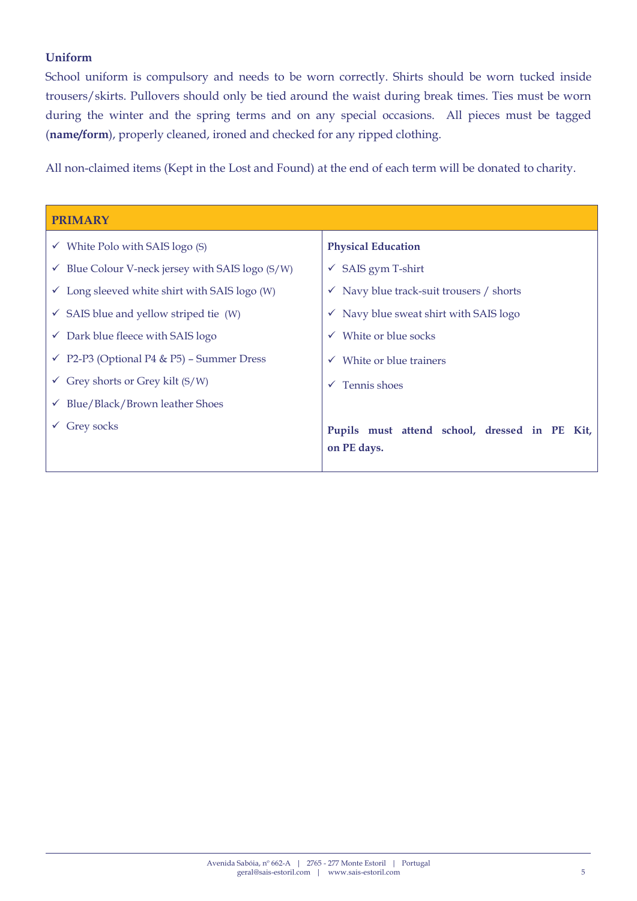**Uniform**

School uniform is compulsory and needs to be worn correctly. Shirts should be worn tucked inside trousers/skirts. Pullovers should only be tied around the waist during break times. Ties must be worn during the winter and the spring terms and on any special occasions. All pieces must be tagged (**name/form**), properly cleaned, ironed and checked for any ripped clothing.

All non-claimed items (Kept in the Lost and Found) at the end of each term will be donated to charity.

| **PRIMARY** | |
|---|---|
| ✓ White Polo with SAIS logo (S) | **Physical Education** |
| ✓ Blue Colour V-neck jersey with SAIS logo (S/W) | ✓ SAIS gym T-shirt |
| ✓ Long sleeved white shirt with SAIS logo (W) | ✓ Navy blue track-suit trousers / shorts |
| ✓ SAIS blue and yellow striped tie (W) | ✓ Navy blue sweat shirt with SAIS logo |
| ✓ Dark blue fleece with SAIS logo | ✓ White or blue socks |
| ✓ P2-P3 (Optional P4 & P5) – Summer Dress | ✓ White or blue trainers |
| ✓ Grey shorts or Grey kilt (S/W) | ✓ Tennis shoes |
| ✓ Blue/Black/Brown leather Shoes | |
| ✓ Grey socks | **Pupils must attend school, dressed in PE Kit, on PE days.** |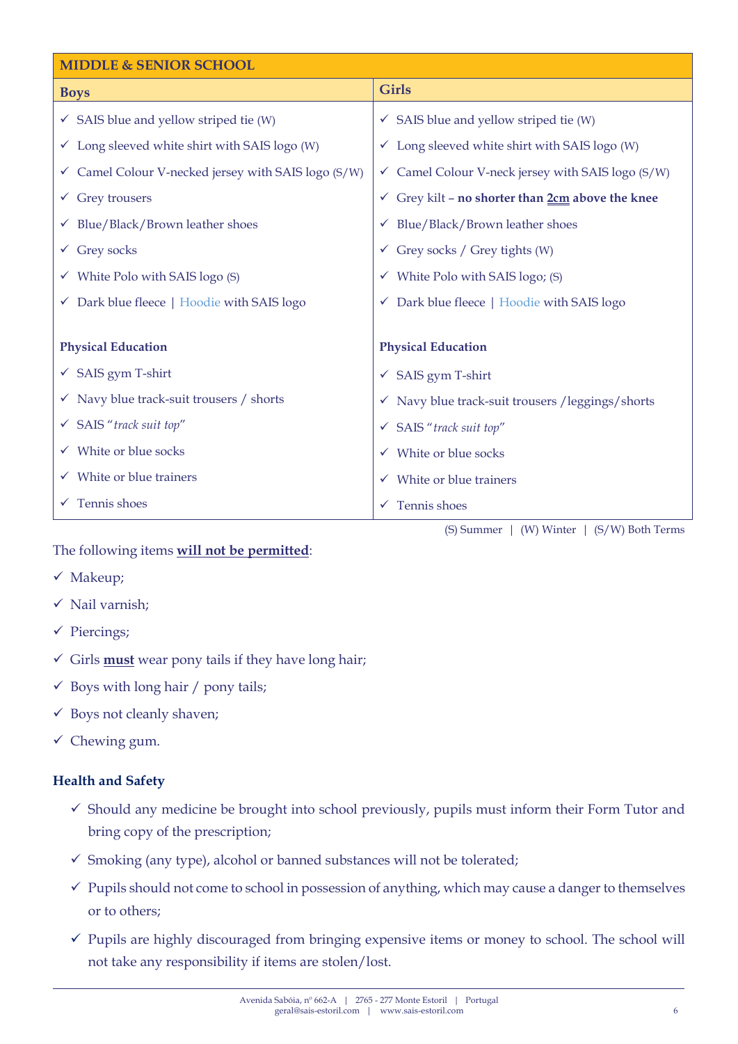| MIDDLE & SENIOR SCHOOL | |
|---|---|
| **Boys** | **Girls** |
| ✓ SAIS blue and yellow striped tie (W) | ✓ SAIS blue and yellow striped tie (W) |
| ✓ Long sleeved white shirt with SAIS logo (W) | ✓ Long sleeved white shirt with SAIS logo (W) |
| ✓ Camel Colour V-necked jersey with SAIS logo (S/W) | ✓ Camel Colour V-neck jersey with SAIS logo (S/W) |
| ✓ Grey trousers | ✓ Grey kilt – **no shorter than <u>2cm</u> above the knee** |
| ✓ Blue/Black/Brown leather shoes | ✓ Blue/Black/Brown leather shoes |
| ✓ Grey socks | ✓ Grey socks / Grey tights (W) |
| ✓ White Polo with SAIS logo (S) | ✓ White Polo with SAIS logo; (S) |
| ✓ Dark blue fleece \| Hoodie with SAIS logo | ✓ Dark blue fleece \| Hoodie with SAIS logo |
| **Physical Education** | **Physical Education** |
| ✓ SAIS gym T-shirt | ✓ SAIS gym T-shirt |
| ✓ Navy blue track-suit trousers / shorts | ✓ Navy blue track-suit trousers /leggings/shorts |
| ✓ SAIS "*track suit top*" | ✓ SAIS "*track suit top*" |
| ✓ White or blue socks | ✓ White or blue socks |
| ✓ White or blue trainers | ✓ White or blue trainers |
| ✓ Tennis shoes | ✓ Tennis shoes |

(S) Summer | (W) Winter | (S/W) Both Terms

The following items **<u>will not be permitted</u>**:

- ✓ Makeup;
- ✓ Nail varnish;
- ✓ Piercings;
- ✓ Girls **<u>must</u>** wear pony tails if they have long hair;
- ✓ Boys with long hair / pony tails;
- ✓ Boys not cleanly shaven;
- ✓ Chewing gum.

### Health and Safety

- ✓ Should any medicine be brought into school previously, pupils must inform their Form Tutor and bring copy of the prescription;
- ✓ Smoking (any type), alcohol or banned substances will not be tolerated;
- ✓ Pupils should not come to school in possession of anything, which may cause a danger to themselves or to others;
- ✓ Pupils are highly discouraged from bringing expensive items or money to school. The school will not take any responsibility if items are stolen/lost.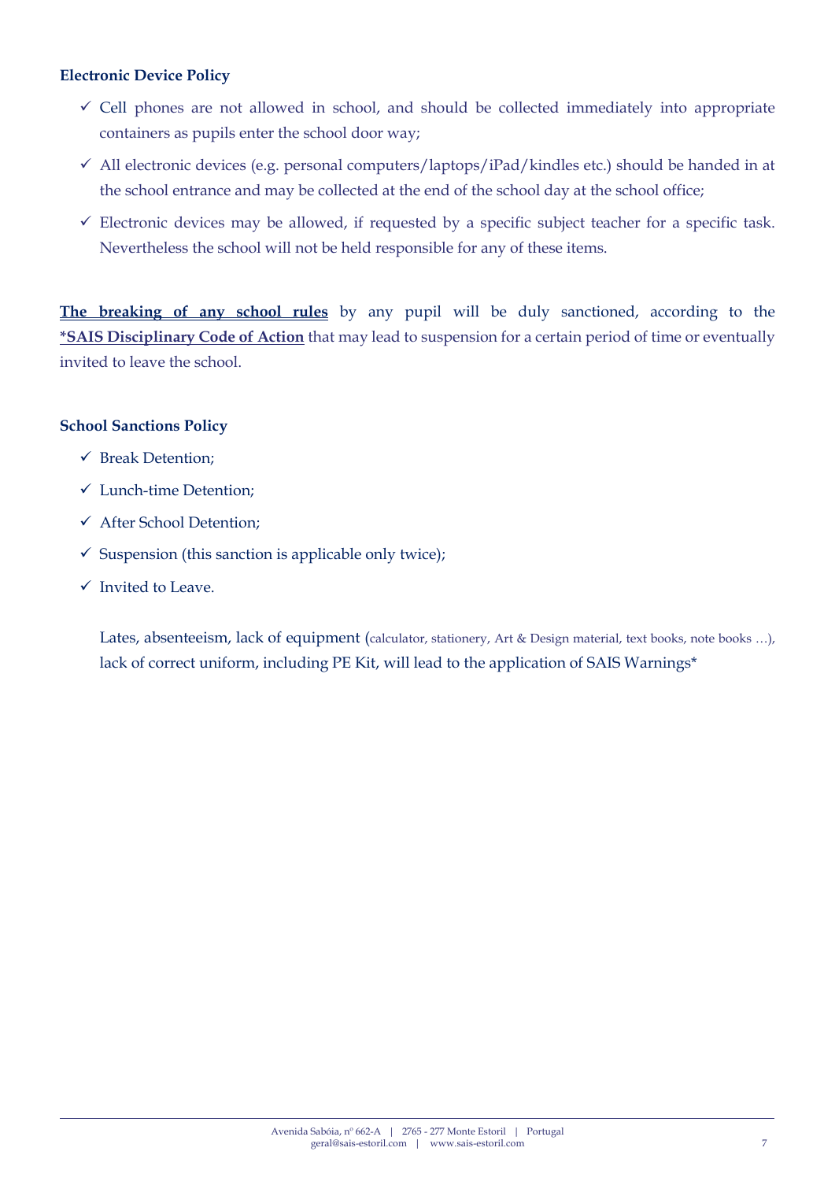**Electronic Device Policy**

- ✓ Cell phones are not allowed in school, and should be collected immediately into appropriate containers as pupils enter the school door way;
- ✓ All electronic devices (e.g. personal computers/laptops/iPad/kindles etc.) should be handed in at the school entrance and may be collected at the end of the school day at the school office;
- ✓ Electronic devices may be allowed, if requested by a specific subject teacher for a specific task. Nevertheless the school will not be held responsible for any of these items.

**The breaking of any school rules** by any pupil will be duly sanctioned, according to the **\*SAIS Disciplinary Code of Action** that may lead to suspension for a certain period of time or eventually invited to leave the school.

**School Sanctions Policy**

- ✓ Break Detention;
- ✓ Lunch-time Detention;
- ✓ After School Detention;
- ✓ Suspension (this sanction is applicable only twice);
- ✓ Invited to Leave.

Lates, absenteeism, lack of equipment (calculator, stationery, Art & Design material, text books, note books …), lack of correct uniform, including PE Kit, will lead to the application of SAIS Warnings*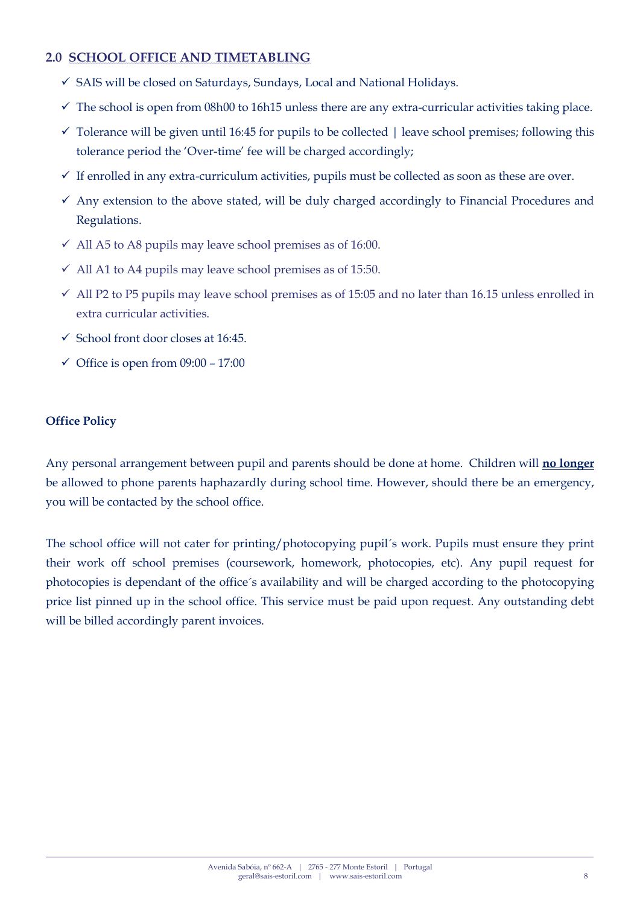## 2.0 SCHOOL OFFICE AND TIMETABLING

- ✓ SAIS will be closed on Saturdays, Sundays, Local and National Holidays.
- ✓ The school is open from 08h00 to 16h15 unless there are any extra-curricular activities taking place.
- ✓ Tolerance will be given until 16:45 for pupils to be collected | leave school premises; following this tolerance period the 'Over-time' fee will be charged accordingly;
- ✓ If enrolled in any extra-curriculum activities, pupils must be collected as soon as these are over.
- ✓ Any extension to the above stated, will be duly charged accordingly to Financial Procedures and Regulations.
- ✓ All A5 to A8 pupils may leave school premises as of 16:00.
- ✓ All A1 to A4 pupils may leave school premises as of 15:50.
- ✓ All P2 to P5 pupils may leave school premises as of 15:05 and no later than 16.15 unless enrolled in extra curricular activities.
- ✓ School front door closes at 16:45.
- ✓ Office is open from 09:00 – 17:00

**Office Policy**

Any personal arrangement between pupil and parents should be done at home. Children will **no longer** be allowed to phone parents haphazardly during school time. However, should there be an emergency, you will be contacted by the school office.

The school office will not cater for printing/photocopying pupil´s work. Pupils must ensure they print their work off school premises (coursework, homework, photocopies, etc). Any pupil request for photocopies is dependant of the office´s availability and will be charged according to the photocopying price list pinned up in the school office. This service must be paid upon request. Any outstanding debt will be billed accordingly parent invoices.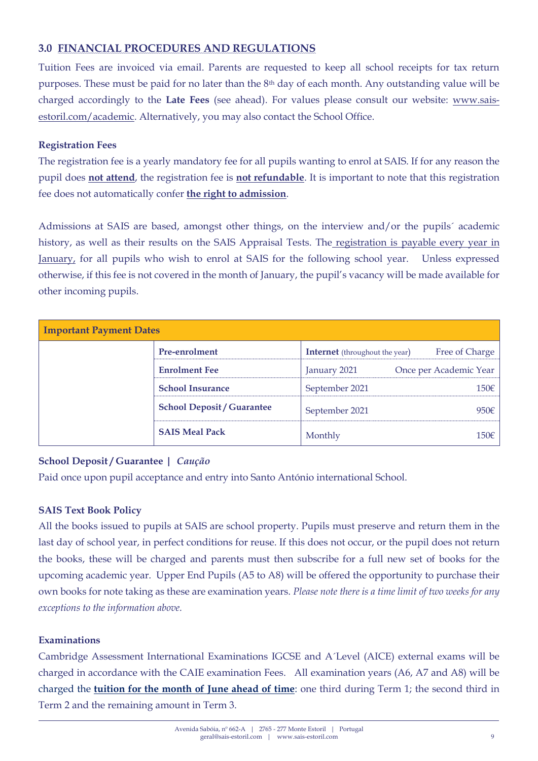## 3.0 FINANCIAL PROCEDURES AND REGULATIONS

Tuition Fees are invoiced via email. Parents are requested to keep all school receipts for tax return purposes. These must be paid for no later than the 8th day of each month. Any outstanding value will be charged accordingly to the **Late Fees** (see ahead). For values please consult our website: www.sais-estoril.com/academic. Alternatively, you may also contact the School Office.

### Registration Fees

The registration fee is a yearly mandatory fee for all pupils wanting to enrol at SAIS. If for any reason the pupil does **not attend**, the registration fee is **not refundable**. It is important to note that this registration fee does not automatically confer **the right to admission**.

Admissions at SAIS are based, amongst other things, on the interview and/or the pupils´ academic history, as well as their results on the SAIS Appraisal Tests. The registration is payable every year in January, for all pupils who wish to enrol at SAIS for the following school year. Unless expressed otherwise, if this fee is not covered in the month of January, the pupil's vacancy will be made available for other incoming pupils.

| Important Payment Dates | | | |
|---|---|---|---|
| | **Pre-enrolment** | **Internet** (throughout the year) | Free of Charge |
| | **Enrolment Fee** | January 2021 | Once per Academic Year |
| | **School Insurance** | September 2021 | 150€ |
| | **School Deposit / Guarantee** | September 2021 | 950€ |
| | **SAIS Meal Pack** | Monthly | 150€ |

### School Deposit / Guarantee | *Caução*

Paid once upon pupil acceptance and entry into Santo António international School.

### SAIS Text Book Policy

All the books issued to pupils at SAIS are school property. Pupils must preserve and return them in the last day of school year, in perfect conditions for reuse. If this does not occur, or the pupil does not return the books, these will be charged and parents must then subscribe for a full new set of books for the upcoming academic year. Upper End Pupils (A5 to A8) will be offered the opportunity to purchase their own books for note taking as these are examination years. *Please note there is a time limit of two weeks for any exceptions to the information above.*

### Examinations

Cambridge Assessment International Examinations IGCSE and A´Level (AICE) external exams will be charged in accordance with the CAIE examination Fees. All examination years (A6, A7 and A8) will be charged the **tuition for the month of June ahead of time**: one third during Term 1; the second third in Term 2 and the remaining amount in Term 3.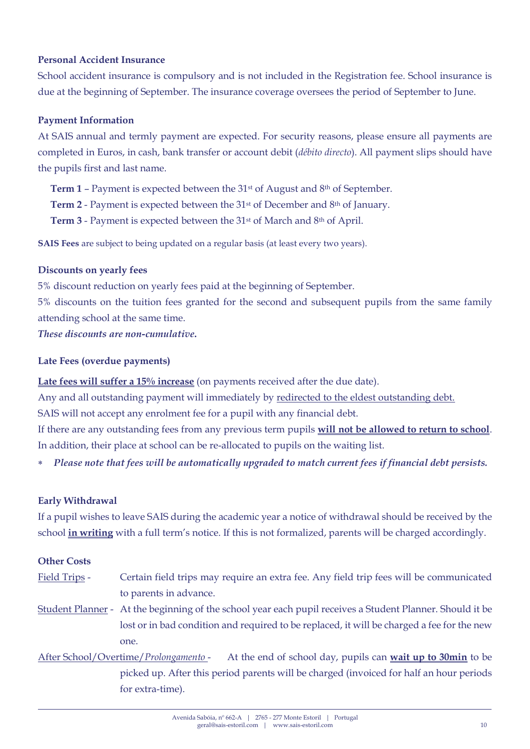**Personal Accident Insurance**

School accident insurance is compulsory and is not included in the Registration fee. School insurance is due at the beginning of September. The insurance coverage oversees the period of September to June.

**Payment Information**

At SAIS annual and termly payment are expected. For security reasons, please ensure all payments are completed in Euros, in cash, bank transfer or account debit (*débito directo*). All payment slips should have the pupils first and last name.

**Term 1** – Payment is expected between the 31st of August and 8th of September.

**Term 2** - Payment is expected between the 31st of December and 8th of January.

**Term 3** - Payment is expected between the 31st of March and 8th of April.

**SAIS Fees** are subject to being updated on a regular basis (at least every two years).

**Discounts on yearly fees**

5% discount reduction on yearly fees paid at the beginning of September.

5% discounts on the tuition fees granted for the second and subsequent pupils from the same family attending school at the same time.

***These discounts are non-cumulative.***

**Late Fees (overdue payments)**

**Late fees will suffer a 15% increase** (on payments received after the due date).

Any and all outstanding payment will immediately by redirected to the eldest outstanding debt.

SAIS will not accept any enrolment fee for a pupil with any financial debt.

If there are any outstanding fees from any previous term pupils **will not be allowed to return to school**. In addition, their place at school can be re-allocated to pupils on the waiting list.

- ***Please note that fees will be automatically upgraded to match current fees if financial debt persists.***

**Early Withdrawal**

If a pupil wishes to leave SAIS during the academic year a notice of withdrawal should be received by the school **in writing** with a full term's notice. If this is not formalized, parents will be charged accordingly.

**Other Costs**

Field Trips - Certain field trips may require an extra fee. Any field trip fees will be communicated to parents in advance.

Student Planner - At the beginning of the school year each pupil receives a Student Planner. Should it be lost or in bad condition and required to be replaced, it will be charged a fee for the new one.

After School/Overtime/*Prolongamento* - At the end of school day, pupils can **wait up to 30min** to be picked up. After this period parents will be charged (invoiced for half an hour periods for extra-time).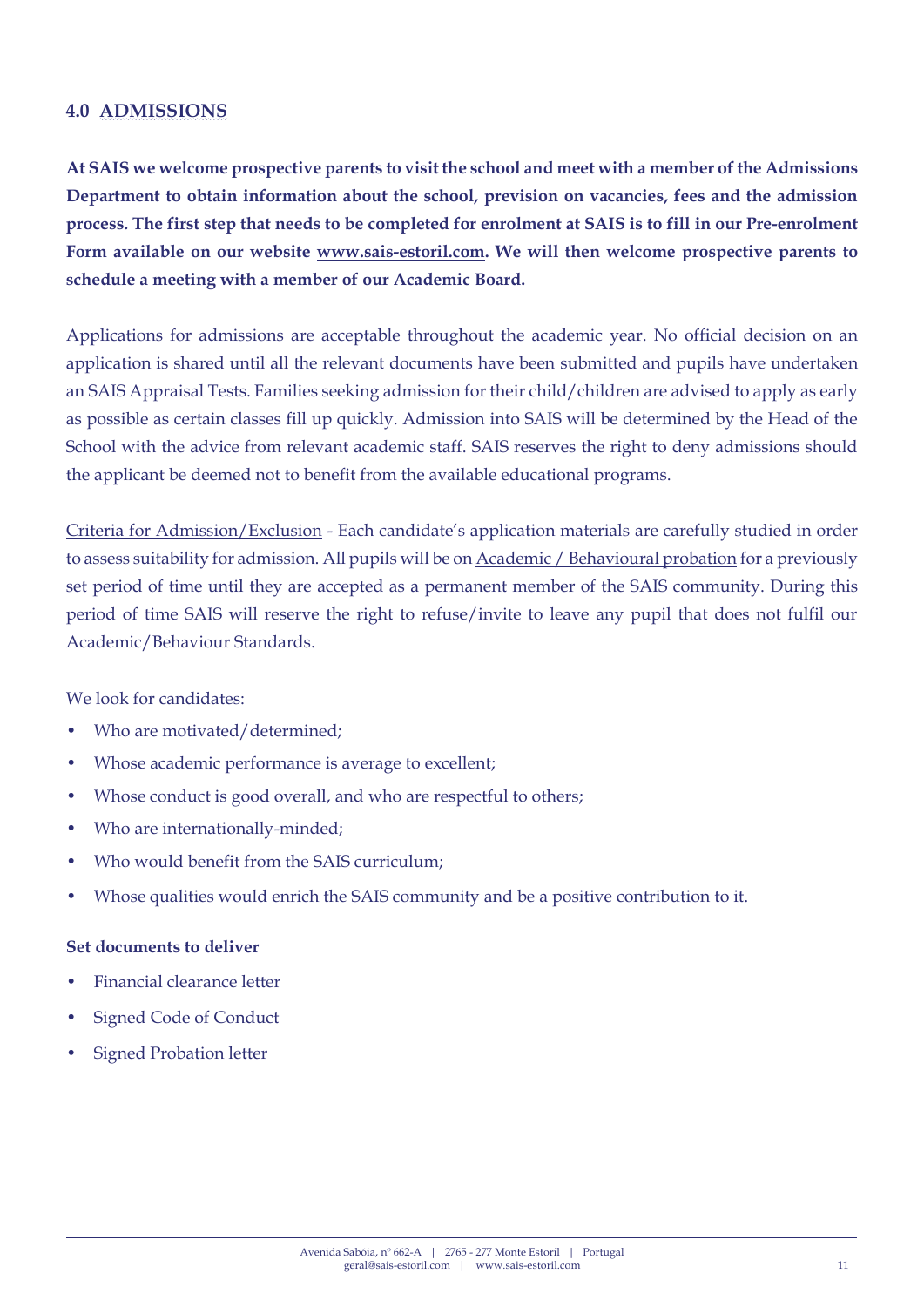## 4.0 ADMISSIONS

**At SAIS we welcome prospective parents to visit the school and meet with a member of the Admissions Department to obtain information about the school, prevision on vacancies, fees and the admission process. The first step that needs to be completed for enrolment at SAIS is to fill in our Pre-enrolment Form available on our website www.sais-estoril.com. We will then welcome prospective parents to schedule a meeting with a member of our Academic Board.**

Applications for admissions are acceptable throughout the academic year. No official decision on an application is shared until all the relevant documents have been submitted and pupils have undertaken an SAIS Appraisal Tests. Families seeking admission for their child/children are advised to apply as early as possible as certain classes fill up quickly. Admission into SAIS will be determined by the Head of the School with the advice from relevant academic staff. SAIS reserves the right to deny admissions should the applicant be deemed not to benefit from the available educational programs.

Criteria for Admission/Exclusion - Each candidate's application materials are carefully studied in order to assess suitability for admission. All pupils will be on Academic / Behavioural probation for a previously set period of time until they are accepted as a permanent member of the SAIS community. During this period of time SAIS will reserve the right to refuse/invite to leave any pupil that does not fulfil our Academic/Behaviour Standards.

We look for candidates:

- Who are motivated/determined;
- Whose academic performance is average to excellent;
- Whose conduct is good overall, and who are respectful to others;
- Who are internationally-minded;
- Who would benefit from the SAIS curriculum;
- Whose qualities would enrich the SAIS community and be a positive contribution to it.

**Set documents to deliver**

- Financial clearance letter
- Signed Code of Conduct
- Signed Probation letter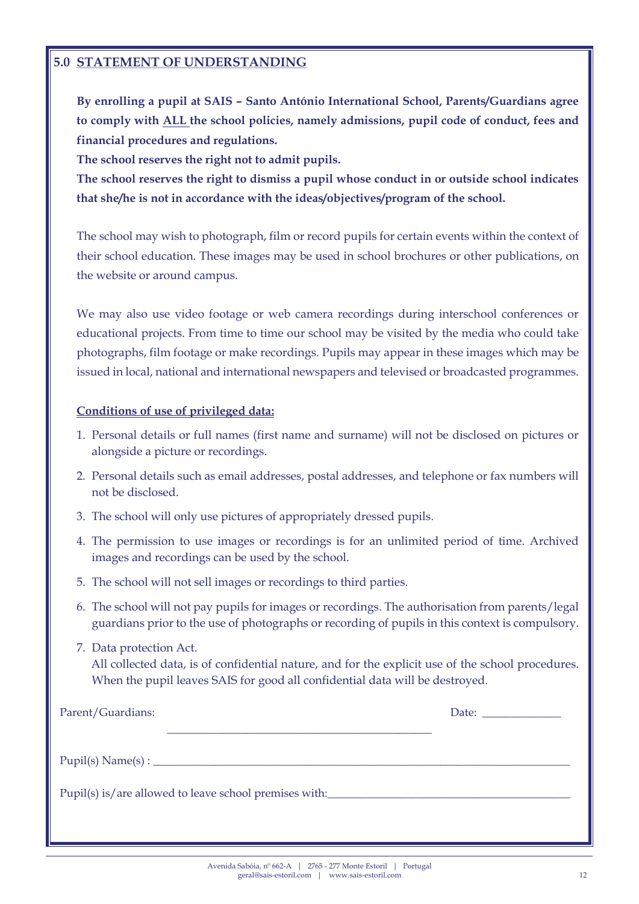## 5.0 STATEMENT OF UNDERSTANDING

**By enrolling a pupil at SAIS – Santo António International School, Parents/Guardians agree to comply with ALL the school policies, namely admissions, pupil code of conduct, fees and financial procedures and regulations.**

**The school reserves the right not to admit pupils.**

**The school reserves the right to dismiss a pupil whose conduct in or outside school indicates that she/he is not in accordance with the ideas/objectives/program of the school.**

The school may wish to photograph, film or record pupils for certain events within the context of their school education. These images may be used in school brochures or other publications, on the website or around campus.

We may also use video footage or web camera recordings during interschool conferences or educational projects. From time to time our school may be visited by the media who could take photographs, film footage or make recordings. Pupils may appear in these images which may be issued in local, national and international newspapers and televised or broadcasted programmes.

**Conditions of use of privileged data:**

1. Personal details or full names (first name and surname) will not be disclosed on pictures or alongside a picture or recordings.
2. Personal details such as email addresses, postal addresses, and telephone or fax numbers will not be disclosed.
3. The school will only use pictures of appropriately dressed pupils.
4. The permission to use images or recordings is for an unlimited period of time. Archived images and recordings can be used by the school.
5. The school will not sell images or recordings to third parties.
6. The school will not pay pupils for images or recordings. The authorisation from parents/legal guardians prior to the use of photographs or recording of pupils in this context is compulsory.
7. Data protection Act.
   All collected data, is of confidential nature, and for the explicit use of the school procedures. When the pupil leaves SAIS for good all confidential data will be destroyed.

Parent/Guardians: ______________________________________________ Date: ______________

Pupil(s) Name(s) : ______________________________________________________________________

Pupil(s) is/are allowed to leave school premises with:____________________________________________

Avenida Sabóia, nº 662-A | 2765 - 277 Monte Estoril | Portugal
geral@sais-estoril.com | www.sais-estoril.com